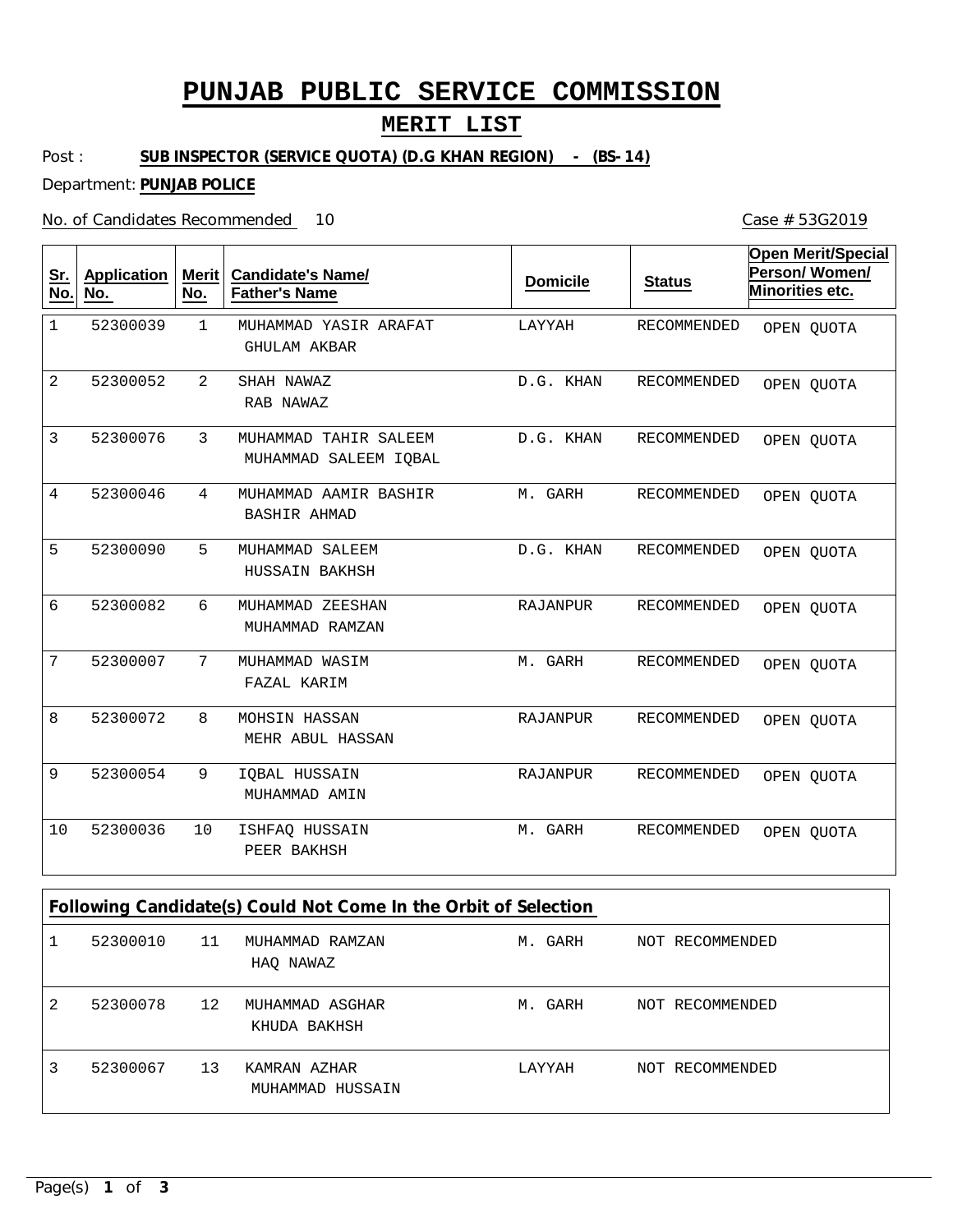# PUNJAB PUBLIC SERVICE COMMISSION

## MERIT LIST

Post : **SUB INSPECTOR (SERVICE QUOTA) (D.G KHAN REGION) - (BS-14)**

Department: **PUNJAB POLICE**

No. of Candidates Recommended 10

Case # 53G2019

| Sr. No. | Application No. | Merit No. | Candidate's Name/ Father's Name | Domicile | Status | Open Merit/Special Person/ Women/ Minorities etc. |
|---|---|---|---|---|---|---|
| 1 | 52300039 | 1 | MUHAMMAD YASIR ARAFAT<br>GHULAM AKBAR | LAYYAH | RECOMMENDED | OPEN QUOTA |
| 2 | 52300052 | 2 | SHAH NAWAZ<br>RAB NAWAZ | D.G. KHAN | RECOMMENDED | OPEN QUOTA |
| 3 | 52300076 | 3 | MUHAMMAD TAHIR SALEEM<br>MUHAMMAD SALEEM IQBAL | D.G. KHAN | RECOMMENDED | OPEN QUOTA |
| 4 | 52300046 | 4 | MUHAMMAD AAMIR BASHIR<br>BASHIR AHMAD | M. GARH | RECOMMENDED | OPEN QUOTA |
| 5 | 52300090 | 5 | MUHAMMAD SALEEM<br>HUSSAIN BAKHSH | D.G. KHAN | RECOMMENDED | OPEN QUOTA |
| 6 | 52300082 | 6 | MUHAMMAD ZEESHAN<br>MUHAMMAD RAMZAN | RAJANPUR | RECOMMENDED | OPEN QUOTA |
| 7 | 52300007 | 7 | MUHAMMAD WASIM<br>FAZAL KARIM | M. GARH | RECOMMENDED | OPEN QUOTA |
| 8 | 52300072 | 8 | MOHSIN HASSAN<br>MEHR ABUL HASSAN | RAJANPUR | RECOMMENDED | OPEN QUOTA |
| 9 | 52300054 | 9 | IQBAL HUSSAIN<br>MUHAMMAD AMIN | RAJANPUR | RECOMMENDED | OPEN QUOTA |
| 10 | 52300036 | 10 | ISHFAQ HUSSAIN<br>PEER BAKHSH | M. GARH | RECOMMENDED | OPEN QUOTA |

**Following Candidate(s) Could Not Come In the Orbit of Selection**

| Sr. No. | Application No. | Merit No. | Candidate's Name/ Father's Name | Domicile | Status |
|---|---|---|---|---|---|
| 1 | 52300010 | 11 | MUHAMMAD RAMZAN<br>HAQ NAWAZ | M. GARH | NOT RECOMMENDED |
| 2 | 52300078 | 12 | MUHAMMAD ASGHAR<br>KHUDA BAKHSH | M. GARH | NOT RECOMMENDED |
| 3 | 52300067 | 13 | KAMRAN AZHAR<br>MUHAMMAD HUSSAIN | LAYYAH | NOT RECOMMENDED |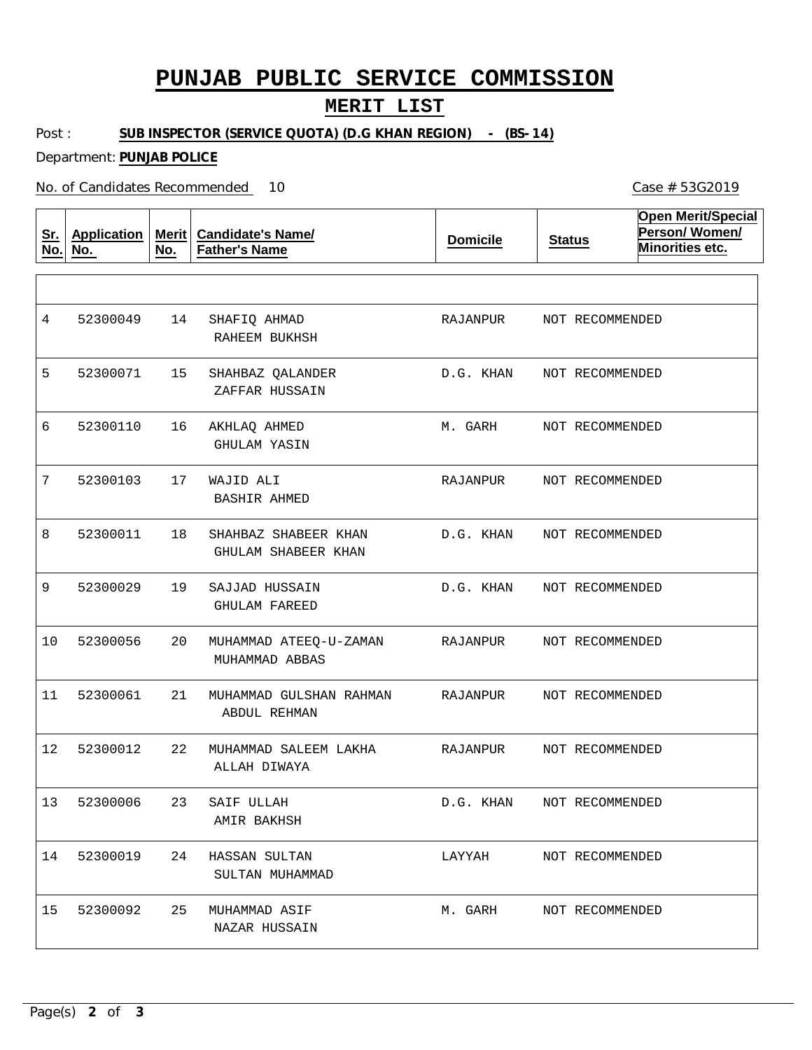# PUNJAB PUBLIC SERVICE COMMISSION

## MERIT LIST

Post : **SUB INSPECTOR (SERVICE QUOTA) (D.G KHAN REGION) - (BS-14)**

Department: **PUNJAB POLICE**

No. of Candidates Recommended 10

Case # 53G2019

| Sr. No. | Application No. | Merit No. | Candidate's Name/ Father's Name | Domicile | Status | Open Merit/Special Person/ Women/ Minorities etc. |
|---|---|---|---|---|---|---|
| 4 | 52300049 | 14 | SHAFIQ AHMAD<br>RAHEEM BUKHSH | RAJANPUR | NOT RECOMMENDED | |
| 5 | 52300071 | 15 | SHAHBAZ QALANDER<br>ZAFFAR HUSSAIN | D.G. KHAN | NOT RECOMMENDED | |
| 6 | 52300110 | 16 | AKHLAQ AHMED<br>GHULAM YASIN | M. GARH | NOT RECOMMENDED | |
| 7 | 52300103 | 17 | WAJID ALI<br>BASHIR AHMED | RAJANPUR | NOT RECOMMENDED | |
| 8 | 52300011 | 18 | SHAHBAZ SHABEER KHAN<br>GHULAM SHABEER KHAN | D.G. KHAN | NOT RECOMMENDED | |
| 9 | 52300029 | 19 | SAJJAD HUSSAIN<br>GHULAM FAREED | D.G. KHAN | NOT RECOMMENDED | |
| 10 | 52300056 | 20 | MUHAMMAD ATEEQ-U-ZAMAN<br>MUHAMMAD ABBAS | RAJANPUR | NOT RECOMMENDED | |
| 11 | 52300061 | 21 | MUHAMMAD GULSHAN RAHMAN<br>ABDUL REHMAN | RAJANPUR | NOT RECOMMENDED | |
| 12 | 52300012 | 22 | MUHAMMAD SALEEM LAKHA<br>ALLAH DIWAYA | RAJANPUR | NOT RECOMMENDED | |
| 13 | 52300006 | 23 | SAIF ULLAH<br>AMIR BAKHSH | D.G. KHAN | NOT RECOMMENDED | |
| 14 | 52300019 | 24 | HASSAN SULTAN<br>SULTAN MUHAMMAD | LAYYAH | NOT RECOMMENDED | |
| 15 | 52300092 | 25 | MUHAMMAD ASIF<br>NAZAR HUSSAIN | M. GARH | NOT RECOMMENDED | |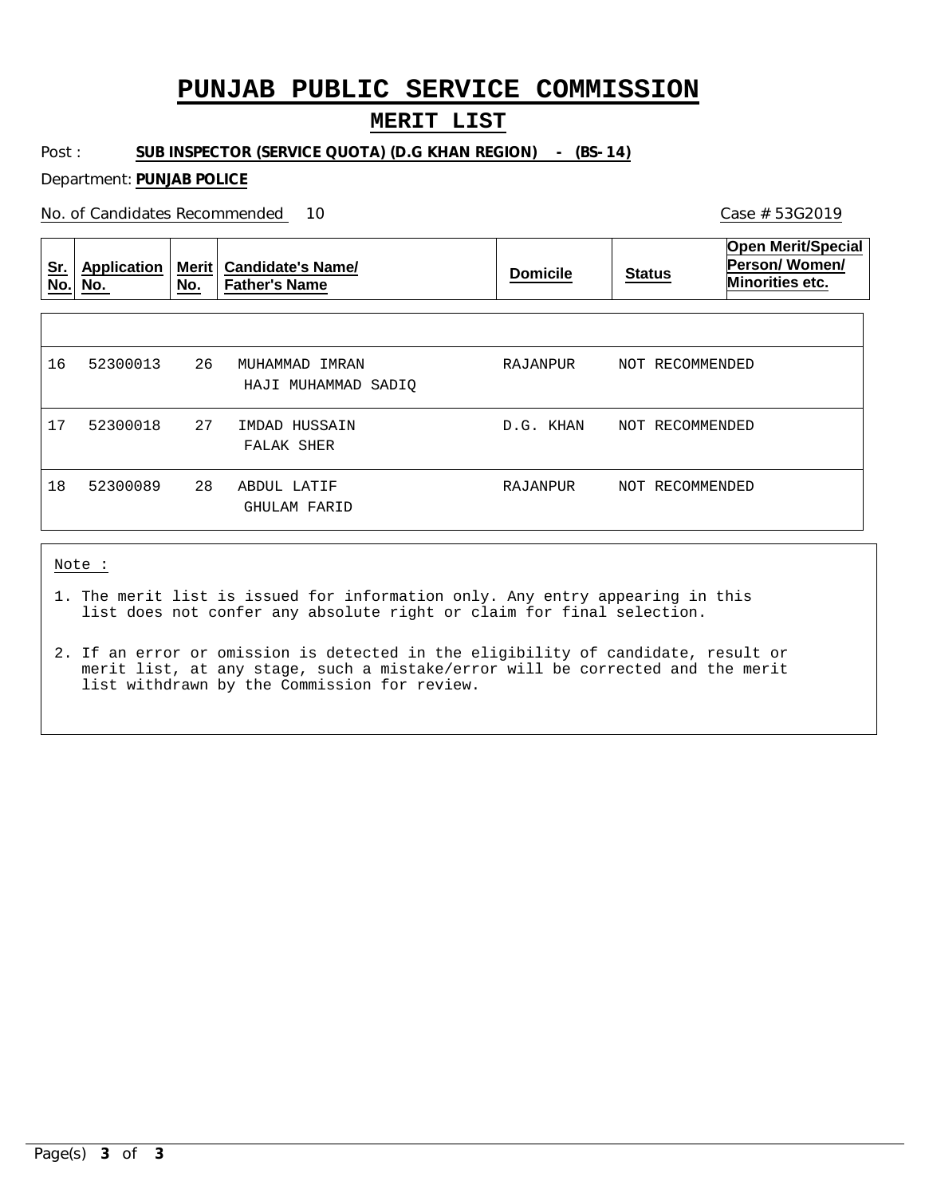# PUNJAB PUBLIC SERVICE COMMISSION

## MERIT LIST

Post : **SUB INSPECTOR (SERVICE QUOTA) (D.G KHAN REGION) - (BS-14)**

Department: **PUNJAB POLICE**

No. of Candidates Recommended 10

Case # 53G2019

| Sr. No. | Application No. | Merit No. | Candidate's Name/ Father's Name | Domicile | Status | Open Merit/Special Person/ Women/ Minorities etc. |
|---|---|---|---|---|---|---|
| 16 | 52300013 | 26 | MUHAMMAD IMRAN<br>HAJI MUHAMMAD SADIQ | RAJANPUR | NOT RECOMMENDED | |
| 17 | 52300018 | 27 | IMDAD HUSSAIN<br>FALAK SHER | D.G. KHAN | NOT RECOMMENDED | |
| 18 | 52300089 | 28 | ABDUL LATIF<br>GHULAM FARID | RAJANPUR | NOT RECOMMENDED | |

Note :

1. The merit list is issued for information only. Any entry appearing in this list does not confer any absolute right or claim for final selection.

2. If an error or omission is detected in the eligibility of candidate, result or merit list, at any stage, such a mistake/error will be corrected and the merit list withdrawn by the Commission for review.